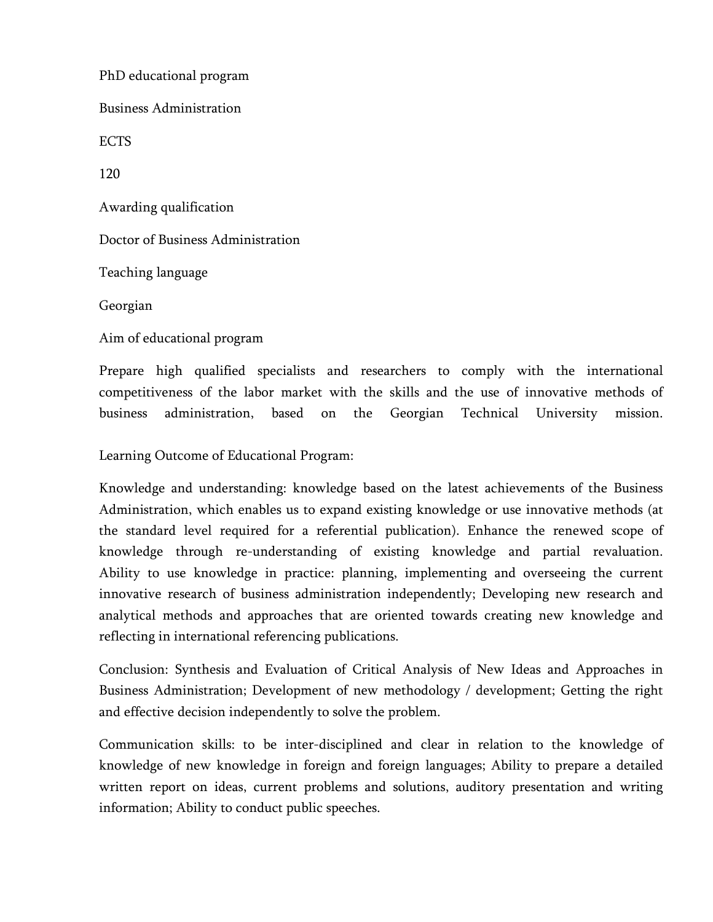PhD educational program

Business Administration

ECTS

120

Awarding qualification

Doctor of Business Administration

Teaching language

Georgian

Aim of educational program

Prepare high qualified specialists and researchers to comply with the international competitiveness of the labor market with the skills and the use of innovative methods of business administration, based on the Georgian Technical University mission.

Learning Outcome of Educational Program:

Knowledge and understanding: knowledge based on the latest achievements of the Business Administration, which enables us to expand existing knowledge or use innovative methods (at the standard level required for a referential publication). Enhance the renewed scope of knowledge through re-understanding of existing knowledge and partial revaluation. Ability to use knowledge in practice: planning, implementing and overseeing the current innovative research of business administration independently; Developing new research and analytical methods and approaches that are oriented towards creating new knowledge and reflecting in international referencing publications.

Conclusion: Synthesis and Evaluation of Critical Analysis of New Ideas and Approaches in Business Administration; Development of new methodology / development; Getting the right and effective decision independently to solve the problem.

Communication skills: to be inter-disciplined and clear in relation to the knowledge of knowledge of new knowledge in foreign and foreign languages; Ability to prepare a detailed written report on ideas, current problems and solutions, auditory presentation and writing information; Ability to conduct public speeches.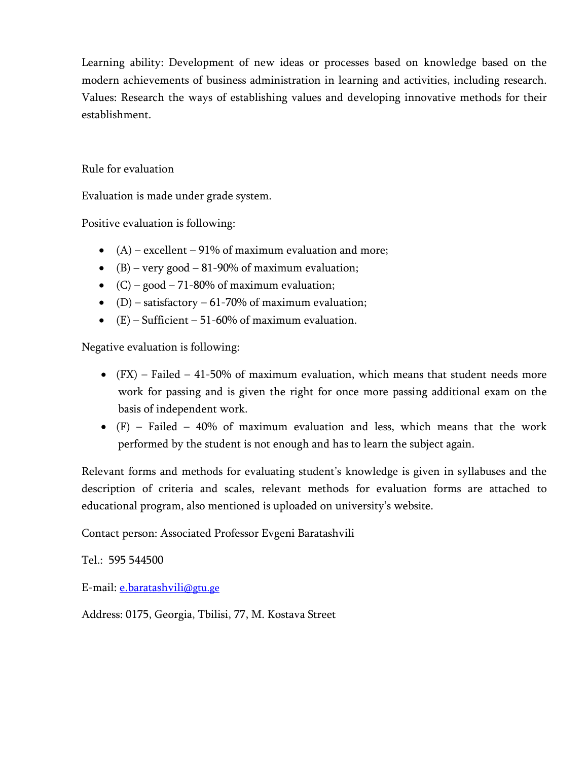Learning ability: Development of new ideas or processes based on knowledge based on the modern achievements of business administration in learning and activities, including research. Values: Research the ways of establishing values and developing innovative methods for their establishment.

Rule for evaluation

Evaluation is made under grade system.

Positive evaluation is following:

- (A) – excellent – 91% of maximum evaluation and more;
- (B) – very good – 81-90% of maximum evaluation;
- (C) – good – 71-80% of maximum evaluation;
- (D) – satisfactory – 61-70% of maximum evaluation;
- (E) – Sufficient – 51-60% of maximum evaluation.

Negative evaluation is following:

- (FX) – Failed – 41-50% of maximum evaluation, which means that student needs more work for passing and is given the right for once more passing additional exam on the basis of independent work.
- (F) – Failed – 40% of maximum evaluation and less, which means that the work performed by the student is not enough and has to learn the subject again.

Relevant forms and methods for evaluating student's knowledge is given in syllabuses and the description of criteria and scales, relevant methods for evaluation forms are attached to educational program, also mentioned is uploaded on university's website.

Contact person: Associated Professor Evgeni Baratashvili

Tel.: 595 544500

E-mail: e.baratashvili@gtu.ge

Address: 0175, Georgia, Tbilisi, 77, M. Kostava Street